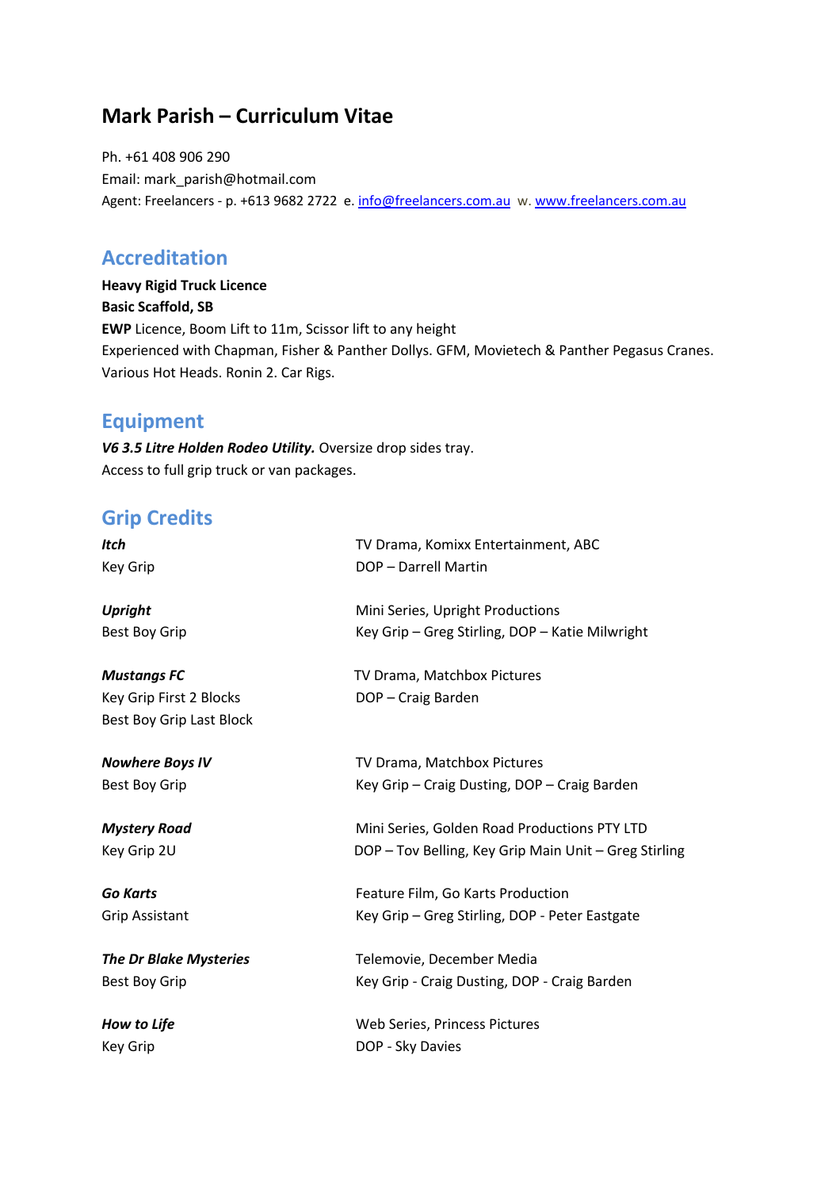# Mark Parish – Curriculum Vitae

Ph. +61 408 906 290
Email: mark_parish@hotmail.com
Agent: Freelancers - p. +613 9682 2722 e. info@freelancers.com.au w. www.freelancers.com.au

## Accreditation

**Heavy Rigid Truck Licence**
**Basic Scaffold, SB**
**EWP** Licence, Boom Lift to 11m, Scissor lift to any height
Experienced with Chapman, Fisher & Panther Dollys. GFM, Movietech & Panther Pegasus Cranes.
Various Hot Heads. Ronin 2. Car Rigs.

## Equipment

***V6 3.5 Litre Holden Rodeo Utility.*** Oversize drop sides tray.
Access to full grip truck or van packages.

## Grip Credits

***Itch***
Key Grip
TV Drama, Komixx Entertainment, ABC
DOP – Darrell Martin

***Upright***
Best Boy Grip
Mini Series, Upright Productions
Key Grip – Greg Stirling, DOP – Katie Milwright

***Mustangs FC***
Key Grip First 2 Blocks
Best Boy Grip Last Block
TV Drama, Matchbox Pictures
DOP – Craig Barden

***Nowhere Boys IV***
Best Boy Grip
TV Drama, Matchbox Pictures
Key Grip – Craig Dusting, DOP – Craig Barden

***Mystery Road***
Key Grip 2U
Mini Series, Golden Road Productions PTY LTD
DOP – Tov Belling, Key Grip Main Unit – Greg Stirling

***Go Karts***
Grip Assistant
Feature Film, Go Karts Production
Key Grip – Greg Stirling, DOP - Peter Eastgate

***The Dr Blake Mysteries***
Best Boy Grip
Telemovie, December Media
Key Grip - Craig Dusting, DOP - Craig Barden

***How to Life***
Key Grip
Web Series, Princess Pictures
DOP - Sky Davies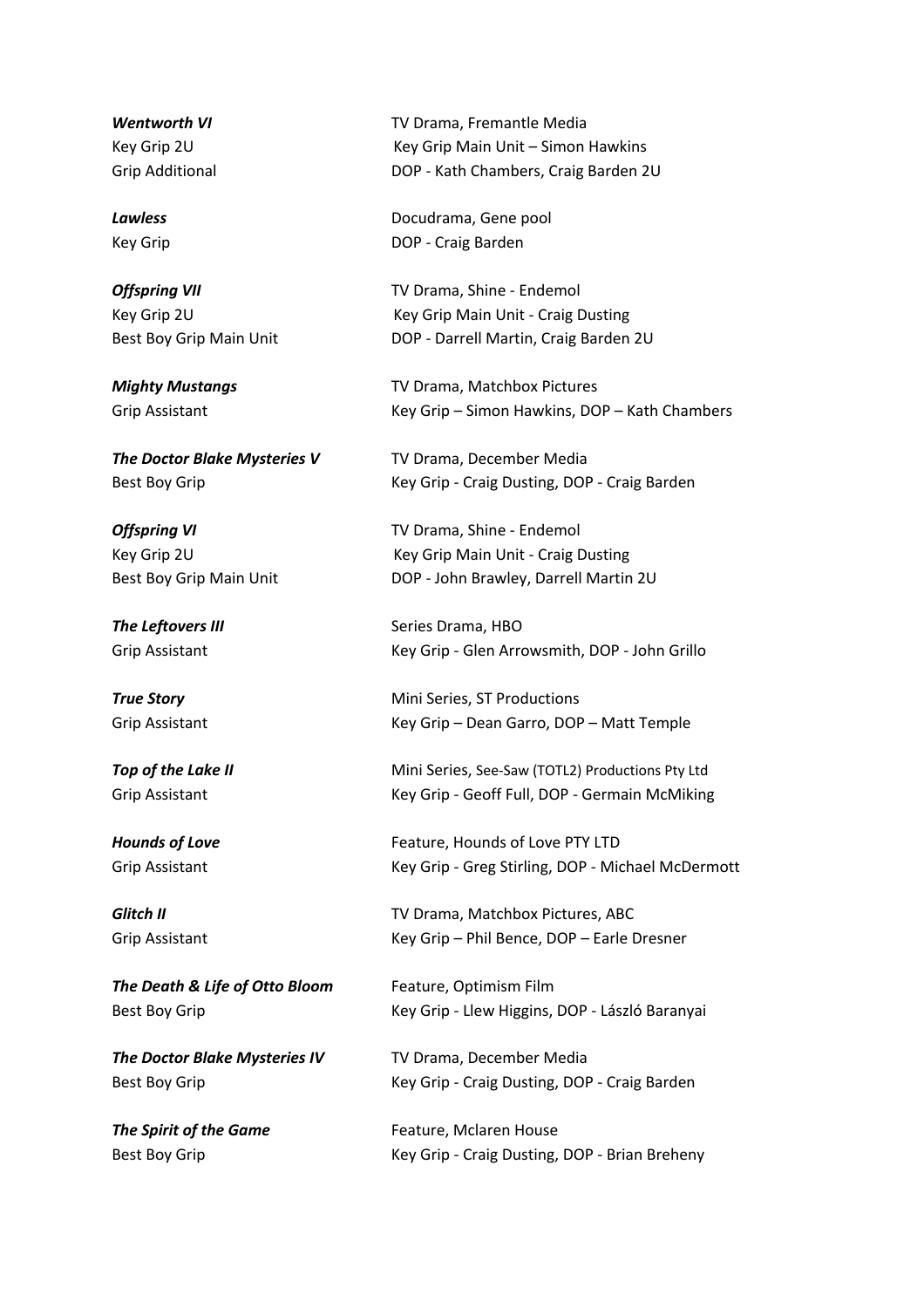***Wentworth VI*** — TV Drama, Fremantle Media
Key Grip 2U — Key Grip Main Unit – Simon Hawkins
Grip Additional — DOP - Kath Chambers, Craig Barden 2U

***Lawless*** — Docudrama, Gene pool
Key Grip — DOP - Craig Barden

***Offspring VII*** — TV Drama, Shine - Endemol
Key Grip 2U — Key Grip Main Unit - Craig Dusting
Best Boy Grip Main Unit — DOP - Darrell Martin, Craig Barden 2U

***Mighty Mustangs*** — TV Drama, Matchbox Pictures
Grip Assistant — Key Grip – Simon Hawkins, DOP – Kath Chambers

***The Doctor Blake Mysteries V*** — TV Drama, December Media
Best Boy Grip — Key Grip - Craig Dusting, DOP - Craig Barden

***Offspring VI*** — TV Drama, Shine - Endemol
Key Grip 2U — Key Grip Main Unit - Craig Dusting
Best Boy Grip Main Unit — DOP - John Brawley, Darrell Martin 2U

***The Leftovers III*** — Series Drama, HBO
Grip Assistant — Key Grip - Glen Arrowsmith, DOP - John Grillo

***True Story*** — Mini Series, ST Productions
Grip Assistant — Key Grip – Dean Garro, DOP – Matt Temple

***Top of the Lake II*** — Mini Series, See-Saw (TOTL2) Productions Pty Ltd
Grip Assistant — Key Grip - Geoff Full, DOP - Germain McMiking

***Hounds of Love*** — Feature, Hounds of Love PTY LTD
Grip Assistant — Key Grip - Greg Stirling, DOP - Michael McDermott

***Glitch II*** — TV Drama, Matchbox Pictures, ABC
Grip Assistant — Key Grip – Phil Bence, DOP – Earle Dresner

***The Death & Life of Otto Bloom*** — Feature, Optimism Film
Best Boy Grip — Key Grip - Llew Higgins, DOP - László Baranyai

***The Doctor Blake Mysteries IV*** — TV Drama, December Media
Best Boy Grip — Key Grip - Craig Dusting, DOP - Craig Barden

***The Spirit of the Game*** — Feature, Mclaren House
Best Boy Grip — Key Grip - Craig Dusting, DOP - Brian Breheny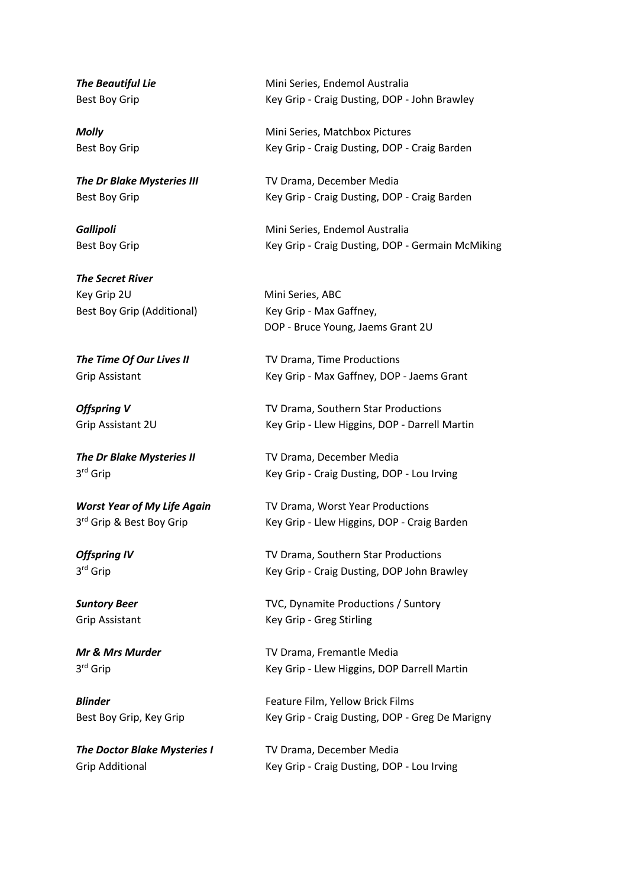***The Beautiful Lie*** — Mini Series, Endemol Australia
Best Boy Grip — Key Grip - Craig Dusting, DOP - John Brawley

***Molly*** — Mini Series, Matchbox Pictures
Best Boy Grip — Key Grip - Craig Dusting, DOP - Craig Barden

***The Dr Blake Mysteries III*** — TV Drama, December Media
Best Boy Grip — Key Grip - Craig Dusting, DOP - Craig Barden

***Gallipoli*** — Mini Series, Endemol Australia
Best Boy Grip — Key Grip - Craig Dusting, DOP - Germain McMiking

***The Secret River***
Key Grip 2U — Mini Series, ABC
Best Boy Grip (Additional) — Key Grip - Max Gaffney,
DOP - Bruce Young, Jaems Grant 2U

***The Time Of Our Lives II*** — TV Drama, Time Productions
Grip Assistant — Key Grip - Max Gaffney, DOP - Jaems Grant

***Offspring V*** — TV Drama, Southern Star Productions
Grip Assistant 2U — Key Grip - Llew Higgins, DOP - Darrell Martin

***The Dr Blake Mysteries II*** — TV Drama, December Media
3rd Grip — Key Grip - Craig Dusting, DOP - Lou Irving

***Worst Year of My Life Again*** — TV Drama, Worst Year Productions
3rd Grip & Best Boy Grip — Key Grip - Llew Higgins, DOP - Craig Barden

***Offspring IV*** — TV Drama, Southern Star Productions
3rd Grip — Key Grip - Craig Dusting, DOP John Brawley

***Suntory Beer*** — TVC, Dynamite Productions / Suntory
Grip Assistant — Key Grip - Greg Stirling

***Mr & Mrs Murder*** — TV Drama, Fremantle Media
3rd Grip — Key Grip - Llew Higgins, DOP Darrell Martin

***Blinder*** — Feature Film, Yellow Brick Films
Best Boy Grip, Key Grip — Key Grip - Craig Dusting, DOP - Greg De Marigny

***The Doctor Blake Mysteries I*** — TV Drama, December Media
Grip Additional — Key Grip - Craig Dusting, DOP - Lou Irving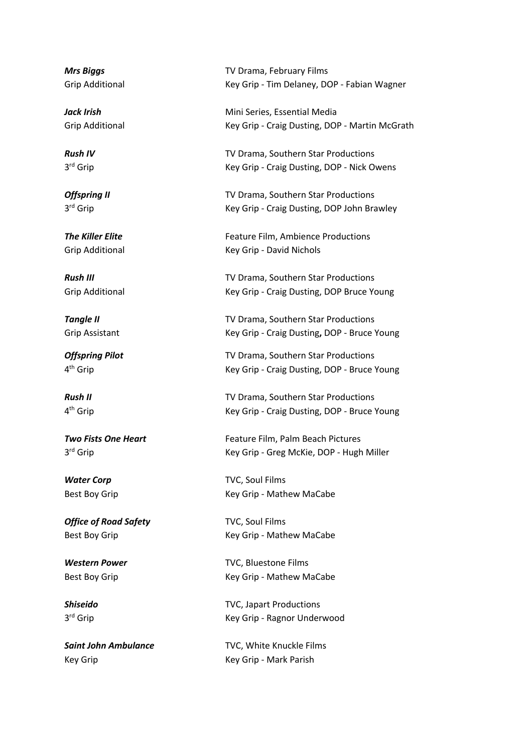***Mrs Biggs***
Grip Additional

TV Drama, February Films
Key Grip - Tim Delaney, DOP - Fabian Wagner

***Jack Irish***
Grip Additional

Mini Series, Essential Media
Key Grip - Craig Dusting, DOP - Martin McGrath

***Rush IV***
3rd Grip

TV Drama, Southern Star Productions
Key Grip - Craig Dusting, DOP - Nick Owens

***Offspring II***
3rd Grip

TV Drama, Southern Star Productions
Key Grip - Craig Dusting, DOP John Brawley

***The Killer Elite***
Grip Additional

Feature Film, Ambience Productions
Key Grip - David Nichols

***Rush III***
Grip Additional

TV Drama, Southern Star Productions
Key Grip - Craig Dusting, DOP Bruce Young

***Tangle II***
Grip Assistant

TV Drama, Southern Star Productions
Key Grip - Craig Dusting**,** DOP - Bruce Young

***Offspring Pilot***
4th Grip

TV Drama, Southern Star Productions
Key Grip - Craig Dusting, DOP - Bruce Young

***Rush II***
4th Grip

TV Drama, Southern Star Productions
Key Grip - Craig Dusting, DOP - Bruce Young

***Two Fists One Heart***
3rd Grip

Feature Film, Palm Beach Pictures
Key Grip - Greg McKie, DOP - Hugh Miller

***Water Corp***
Best Boy Grip

TVC, Soul Films
Key Grip - Mathew MaCabe

***Office of Road Safety***
Best Boy Grip

TVC, Soul Films
Key Grip - Mathew MaCabe

***Western Power***
Best Boy Grip

TVC, Bluestone Films
Key Grip - Mathew MaCabe

***Shiseido***
3rd Grip

TVC, Japart Productions
Key Grip - Ragnor Underwood

***Saint John Ambulance***
Key Grip

TVC, White Knuckle Films
Key Grip - Mark Parish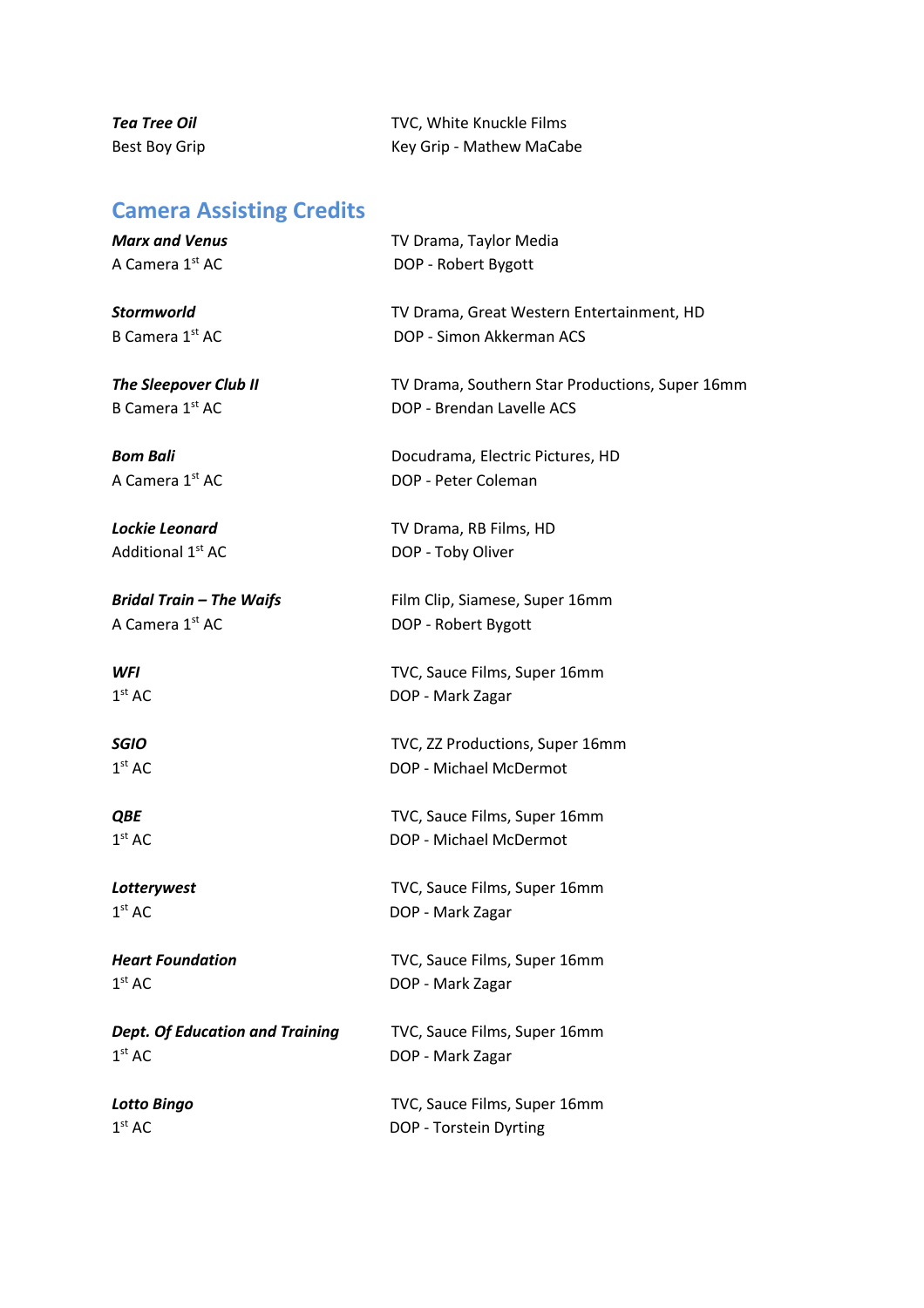***Tea Tree Oil***
Best Boy Grip

TVC, White Knuckle Films
Key Grip - Mathew MaCabe

## Camera Assisting Credits

***Marx and Venus***
A Camera 1st AC

TV Drama, Taylor Media
DOP - Robert Bygott

***Stormworld***
B Camera 1st AC

TV Drama, Great Western Entertainment, HD
DOP - Simon Akkerman ACS

***The Sleepover Club II***
B Camera 1st AC

TV Drama, Southern Star Productions, Super 16mm
DOP - Brendan Lavelle ACS

***Bom Bali***
A Camera 1st AC

Docudrama, Electric Pictures, HD
DOP - Peter Coleman

***Lockie Leonard***
Additional 1st AC

TV Drama, RB Films, HD
DOP - Toby Oliver

***Bridal Train – The Waifs***
A Camera 1st AC

Film Clip, Siamese, Super 16mm
DOP - Robert Bygott

***WFI***
1st AC

TVC, Sauce Films, Super 16mm
DOP - Mark Zagar

***SGIO***
1st AC

TVC, ZZ Productions, Super 16mm
DOP - Michael McDermot

***QBE***
1st AC

TVC, Sauce Films, Super 16mm
DOP - Michael McDermot

***Lotterywest***
1st AC

TVC, Sauce Films, Super 16mm
DOP - Mark Zagar

***Heart Foundation***
1st AC

TVC, Sauce Films, Super 16mm
DOP - Mark Zagar

***Dept. Of Education and Training***
1st AC

TVC, Sauce Films, Super 16mm
DOP - Mark Zagar

***Lotto Bingo***
1st AC

TVC, Sauce Films, Super 16mm
DOP - Torstein Dyrting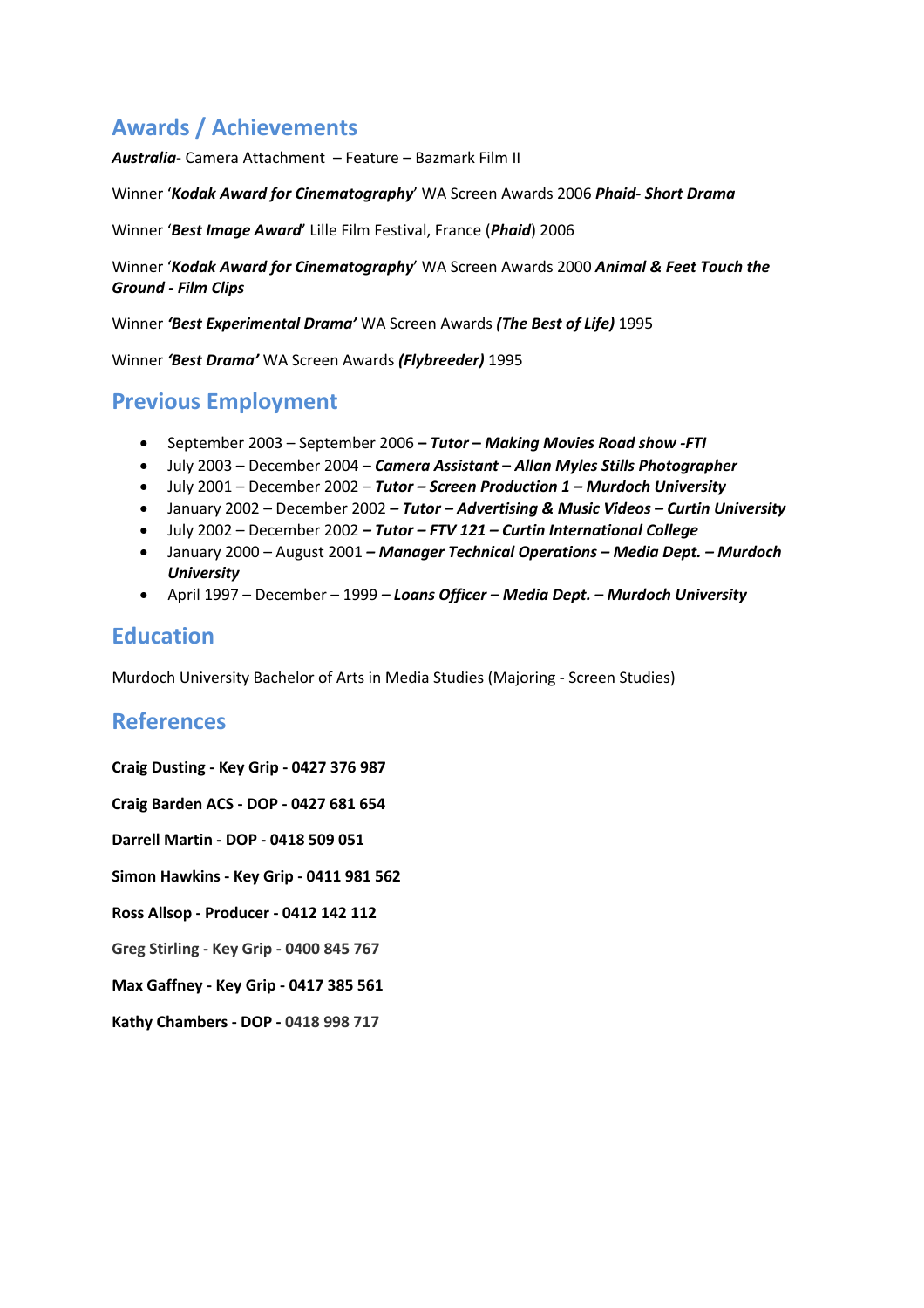## Awards / Achievements

***Australia***- Camera Attachment – Feature – Bazmark Film II

Winner '***Kodak Award for Cinematography***' WA Screen Awards 2006 ***Phaid- Short Drama***

Winner '***Best Image Award***' Lille Film Festival, France (***Phaid***) 2006

Winner '***Kodak Award for Cinematography***' WA Screen Awards 2000 ***Animal & Feet Touch the Ground - Film Clips***

Winner ***'Best Experimental Drama'*** WA Screen Awards ***(The Best of Life)*** 1995

Winner ***'Best Drama'*** WA Screen Awards ***(Flybreeder)*** 1995

## Previous Employment

- September 2003 – September 2006 ***– Tutor – Making Movies Road show -FTI***
- July 2003 – December 2004 – ***Camera Assistant – Allan Myles Stills Photographer***
- July 2001 – December 2002 – ***Tutor – Screen Production 1 – Murdoch University***
- January 2002 – December 2002 ***– Tutor – Advertising & Music Videos – Curtin University***
- July 2002 – December 2002 ***– Tutor – FTV 121 – Curtin International College***
- January 2000 – August 2001 ***– Manager Technical Operations – Media Dept. – Murdoch University***
- April 1997 – December – 1999 ***– Loans Officer – Media Dept. – Murdoch University***

## Education

Murdoch University Bachelor of Arts in Media Studies (Majoring - Screen Studies)

## References

**Craig Dusting - Key Grip - 0427 376 987**

**Craig Barden ACS - DOP - 0427 681 654**

**Darrell Martin - DOP - 0418 509 051**

**Simon Hawkins - Key Grip - 0411 981 562**

**Ross Allsop - Producer - 0412 142 112**

**Greg Stirling - Key Grip - 0400 845 767**

**Max Gaffney - Key Grip - 0417 385 561**

**Kathy Chambers - DOP - 0418 998 717**